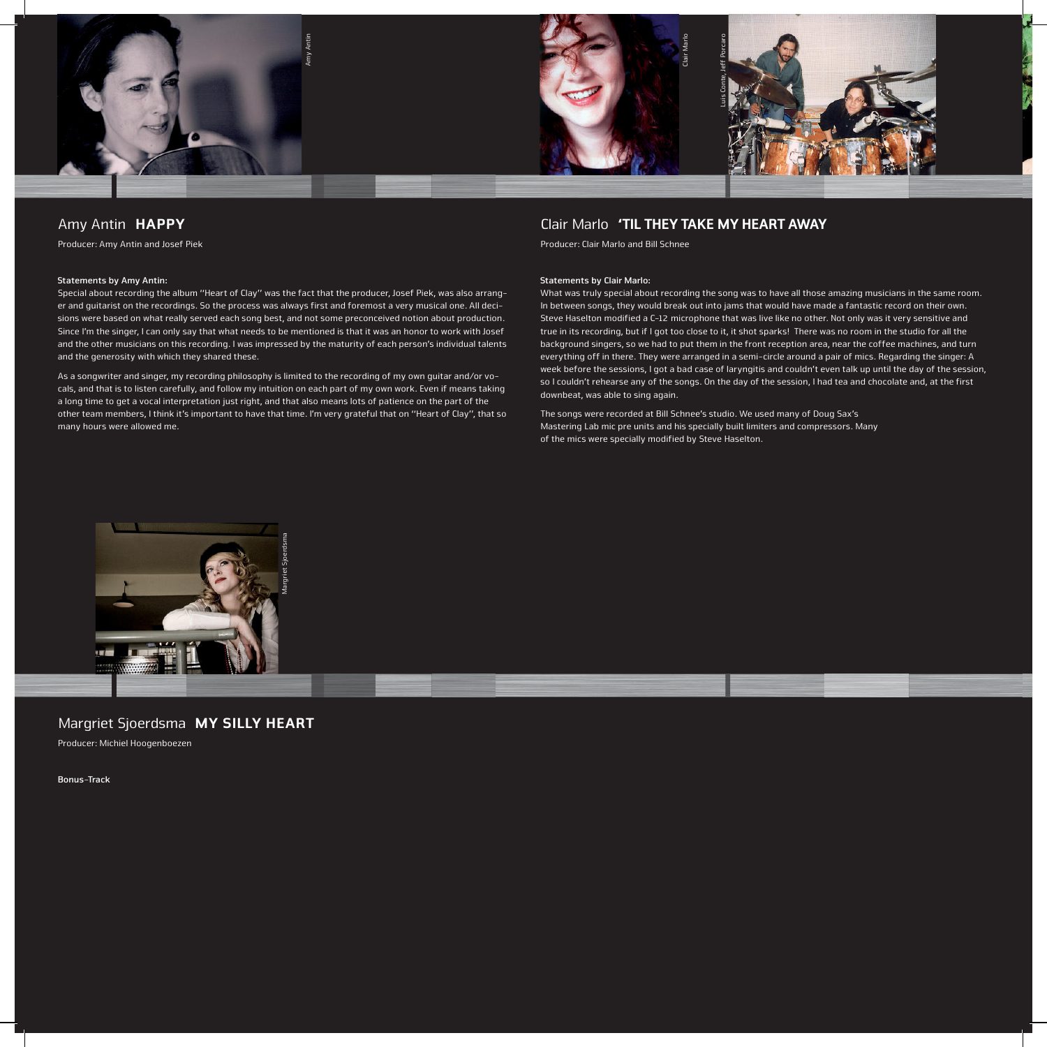## Amy Antin **HAPPY**

Producer: Amy Antin and Josef Piek

**Statements by Amy Antin:**

Special about recording the album "Heart of Clay" was the fact that the producer, Josef Piek, was also arranger and guitarist on the recordings. So the process was always first and foremost a very musical one. All decisions were based on what really served each song best, and not some preconceived notion about production. Since I'm the singer, I can only say that what needs to be mentioned is that it was an honor to work with Josef and the other musicians on this recording. I was impressed by the maturity of each person's individual talents and the generosity with which they shared these.

As a songwriter and singer, my recording philosophy is limited to the recording of my own guitar and/or vocals, and that is to listen carefully, and follow my intuition on each part of my own work. Even if means taking a long time to get a vocal interpretation just right, and that also means lots of patience on the part of the other team members, I think it's important to have that time. I'm very grateful that on "Heart of Clay", that so many hours were allowed me.

## Clair Marlo **'TIL THEY TAKE MY HEART AWAY**

Producer: Clair Marlo and Bill Schnee

**Statements by Clair Marlo:**

What was truly special about recording the song was to have all those amazing musicians in the same room. In between songs, they would break out into jams that would have made a fantastic record on their own. Steve Haselton modified a C-12 microphone that was live like no other. Not only was it very sensitive and true in its recording, but if I got too close to it, it shot sparks! There was no room in the studio for all the background singers, so we had to put them in the front reception area, near the coffee machines, and turn everything off in there. They were arranged in a semi-circle around a pair of mics. Regarding the singer: A week before the sessions, I got a bad case of laryngitis and couldn't even talk up until the day of the session, so I couldn't rehearse any of the songs. On the day of the session, I had tea and chocolate and, at the first downbeat, was able to sing again.

The songs were recorded at Bill Schnee's studio. We used many of Doug Sax's Mastering Lab mic pre units and his specially built limiters and compressors. Many of the mics were specially modified by Steve Haselton.

## Margriet Sjoerdsma **MY SILLY HEART**

Producer: Michiel Hoogenboezen

**Bonus-Track**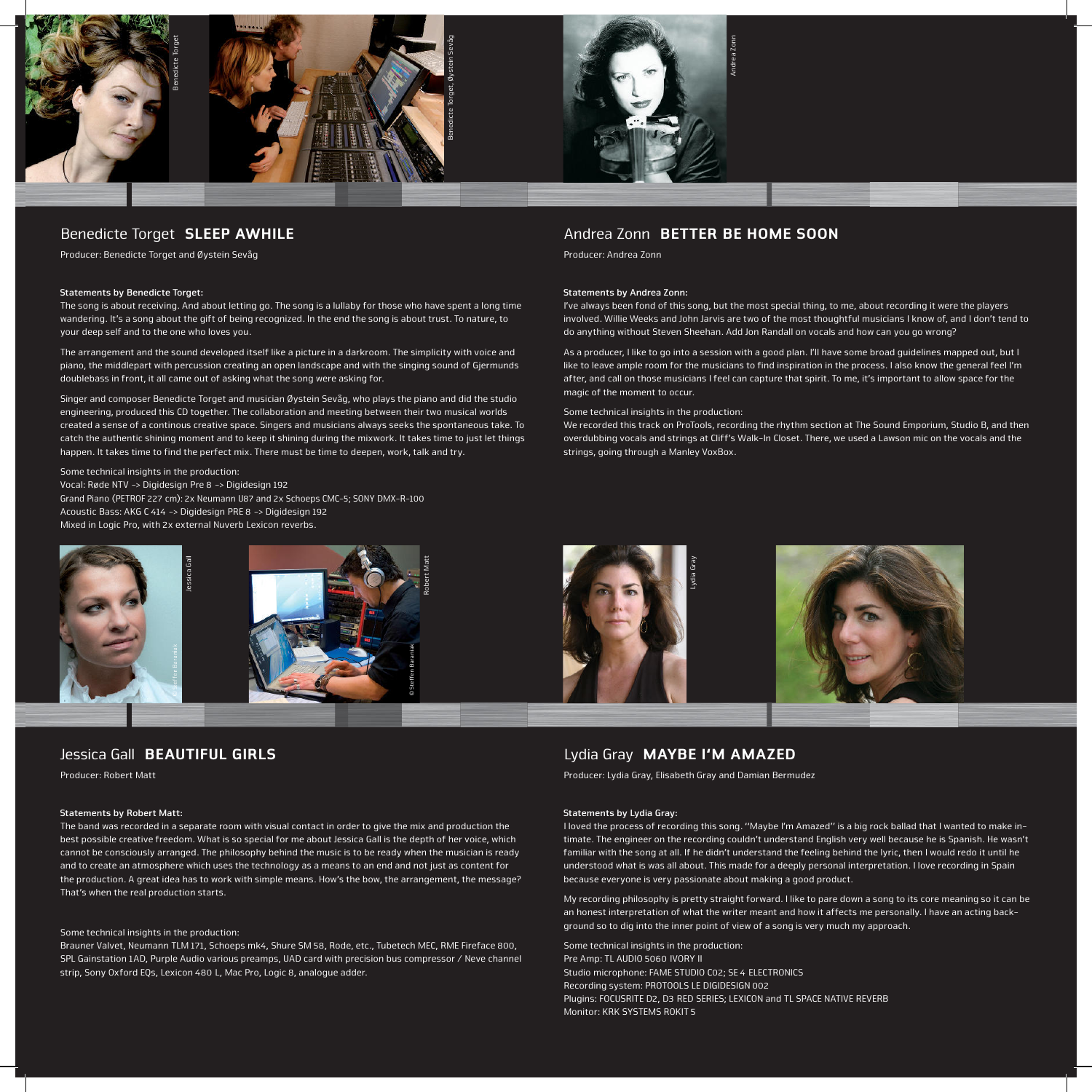## Benedicte Torget **SLEEP AWHILE**

Producer: Benedicte Torget and Øystein Sevåg

**Statements by Benedicte Torget:**

The song is about receiving. And about letting go. The song is a lullaby for those who have spent a long time wandering. It's a song about the gift of being recognized. In the end the song is about trust. To nature, to your deep self and to the one who loves you.

The arrangement and the sound developed itself like a picture in a darkroom. The simplicity with voice and piano, the middlepart with percussion creating an open landscape and with the singing sound of Gjermunds doublebass in front, it all came out of asking what the song were asking for.

Singer and composer Benedicte Torget and musician Øystein Sevåg, who plays the piano and did the studio engineering, produced this CD together. The collaboration and meeting between their two musical worlds created a sense of a continous creative space. Singers and musicians always seeks the spontaneous take. To catch the authentic shining moment and to keep it shining during the mixwork. It takes time to just let things happen. It takes time to find the perfect mix. There must be time to deepen, work, talk and try.

Some technical insights in the production:
Vocal: Røde NTV -> Digidesign Pre 8 -> Digidesign 192
Grand Piano (PETROF 227 cm): 2x Neumann U87 and 2x Schoeps CMC-5; SONY DMX-R-100
Acoustic Bass: AKG C 414 -> Digidesign PRE 8 -> Digidesign 192
Mixed in Logic Pro, with 2x external Nuverb Lexicon reverbs.

## Andrea Zonn **BETTER BE HOME SOON**

Producer: Andrea Zonn

**Statements by Andrea Zonn:**

I've always been fond of this song, but the most special thing, to me, about recording it were the players involved. Willie Weeks and John Jarvis are two of the most thoughtful musicians I know of, and I don't tend to do anything without Steven Sheehan. Add Jon Randall on vocals and how can you go wrong?

As a producer, I like to go into a session with a good plan. I'll have some broad guidelines mapped out, but I like to leave ample room for the musicians to find inspiration in the process. I also know the general feel I'm after, and call on those musicians I feel can capture that spirit. To me, it's important to allow space for the magic of the moment to occur.

Some technical insights in the production:
We recorded this track on ProTools, recording the rhythm section at The Sound Emporium, Studio B, and then overdubbing vocals and strings at Cliff's Walk-In Closet. There, we used a Lawson mic on the vocals and the strings, going through a Manley VoxBox.

## Jessica Gall **BEAUTIFUL GIRLS**

Producer: Robert Matt

**Statements by Robert Matt:**

The band was recorded in a separate room with visual contact in order to give the mix and production the best possible creative freedom. What is so special for me about Jessica Gall is the depth of her voice, which cannot be consciously arranged. The philosophy behind the music is to be ready when the musician is ready and to create an atmosphere which uses the technology as a means to an end and not just as content for the production. A great idea has to work with simple means. How's the bow, the arrangement, the message? That's when the real production starts.

Some technical insights in the production:
Brauner Valvet, Neumann TLM 171, Schoeps mk4, Shure SM 58, Rode, etc., Tubetech MEC, RME Fireface 800, SPL Gainstation 1AD, Purple Audio various preamps, UAD card with precision bus compressor / Neve channel strip, Sony Oxford EQs, Lexicon 480 L, Mac Pro, Logic 8, analogue adder.

## Lydia Gray **MAYBE I'M AMAZED**

Producer: Lydia Gray, Elisabeth Gray and Damian Bermudez

**Statements by Lydia Gray:**

I loved the process of recording this song. ''Maybe I'm Amazed'' is a big rock ballad that I wanted to make intimate. The engineer on the recording couldn't understand English very well because he is Spanish. He wasn't familiar with the song at all. If he didn't understand the feeling behind the lyric, then I would redo it until he understood what is was all about. This made for a deeply personal interpretation. I love recording in Spain because everyone is very passionate about making a good product.

My recording philosophy is pretty straight forward. I like to pare down a song to its core meaning so it can be an honest interpretation of what the writer meant and how it affects me personally. I have an acting background so to dig into the inner point of view of a song is very much my approach.

Some technical insights in the production:
Pre Amp: TL AUDIO 5060 IVORY II
Studio microphone: FAME STUDIO C02; SE 4 ELECTRONICS
Recording system: PROTOOLS LE DIGIDESIGN 002
Plugins: FOCUSRITE D2, D3 RED SERIES; LEXICON and TL SPACE NATIVE REVERB
Monitor: KRK SYSTEMS ROKIT 5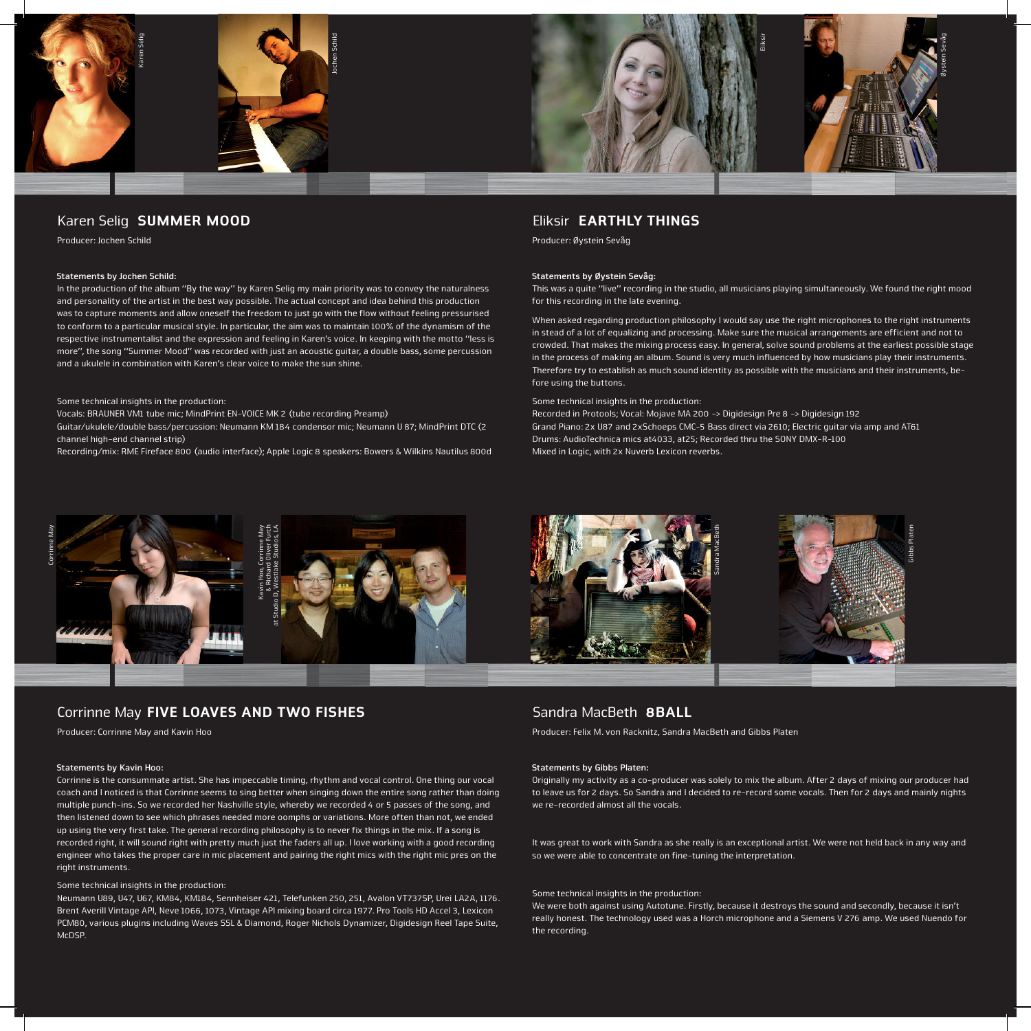## Karen Selig **SUMMER MOOD**

Producer: Jochen Schild

**Statements by Jochen Schild:**

In the production of the album "By the way" by Karen Selig my main priority was to convey the naturalness and personality of the artist in the best way possible. The actual concept and idea behind this production was to capture moments and allow oneself the freedom to just go with the flow without feeling pressurised to conform to a particular musical style. In particular, the aim was to maintain 100% of the dynamism of the respective instrumentalist and the expression and feeling in Karen's voice. In keeping with the motto "less is more", the song "Summer Mood" was recorded with just an acoustic guitar, a double bass, some percussion and a ukulele in combination with Karen's clear voice to make the sun shine.

Some technical insights in the production:

Vocals: BRAUNER VM1 tube mic; MindPrint EN-VOICE MK 2 (tube recording Preamp)
Guitar/ukulele/double bass/percussion: Neumann KM 184 condensor mic; Neumann U 87; MindPrint DTC (2 channel high-end channel strip)
Recording/mix: RME Fireface 800 (audio interface); Apple Logic 8 speakers: Bowers & Wilkins Nautilus 800d

## Eliksir **EARTHLY THINGS**

Producer: Øystein Sevåg

**Statements by Øystein Sevåg:**

This was a quite "live" recording in the studio, all musicians playing simultaneously. We found the right mood for this recording in the late evening.

When asked regarding production philosophy I would say use the right microphones to the right instruments in stead of a lot of equalizing and processing. Make sure the musical arrangements are efficient and not to crowded. That makes the mixing process easy. In general, solve sound problems at the earliest possible stage in the process of making an album. Sound is very much influenced by how musicians play their instruments. Therefore try to establish as much sound identity as possible with the musicians and their instruments, before using the buttons.

Some technical insights in the production:

Recorded in Protools; Vocal: Mojave MA 200 -> Digidesign Pre 8 -> Digidesign 192
Grand Piano: 2x U87 and 2xSchoeps CMC-5 Bass direct via 2610; Electric guitar via amp and AT61
Drums: AudioTechnica mics at4033, at25; Recorded thru the SONY DMX-R-100
Mixed in Logic, with 2x Nuverb Lexicon reverbs.

## Corrinne May **FIVE LOAVES AND TWO FISHES**

Producer: Corrinne May and Kavin Hoo

**Statements by Kavin Hoo:**

Corrinne is the consummate artist. She has impeccable timing, rhythm and vocal control. One thing our vocal coach and I noticed is that Corrinne seems to sing better when singing down the entire song rather than doing multiple punch-ins. So we recorded her Nashville style, whereby we recorded 4 or 5 passes of the song, and then listened down to see which phrases needed more oomphs or variations. More often than not, we ended up using the very first take. The general recording philosophy is to never fix things in the mix. If a song is recorded right, it will sound right with pretty much just the faders all up. I love working with a good recording engineer who takes the proper care in mic placement and pairing the right mics with the right mic pres on the right instruments.

Some technical insights in the production:

Neumann U89, U47, U67, KM84, KM184, Sennheiser 421, Telefunken 250, 251, Avalon VT737SP, Urei LA2A, 1176. Brent Averill Vintage API, Neve 1066, 1073, Vintage API mixing board circa 1977. Pro Tools HD Accel 3, Lexicon PCM80, various plugins including Waves SSL & Diamond, Roger Nichols Dynamizer, Digidesign Reel Tape Suite, McDSP.

## Sandra MacBeth **8BALL**

Producer: Felix M. von Racknitz, Sandra MacBeth and Gibbs Platen

**Statements by Gibbs Platen:**

Originally my activity as a co-producer was solely to mix the album. After 2 days of mixing our producer had to leave us for 2 days. So Sandra and I decided to re-record some vocals. Then for 2 days and mainly nights we re-recorded almost all the vocals.

It was great to work with Sandra as she really is an exceptional artist. We were not held back in any way and so we were able to concentrate on fine-tuning the interpretation.

Some technical insights in the production:

We were both against using Autotune. Firstly, because it destroys the sound and secondly, because it isn't really honest. The technology used was a Horch microphone and a Siemens V 276 amp. We used Nuendo for the recording.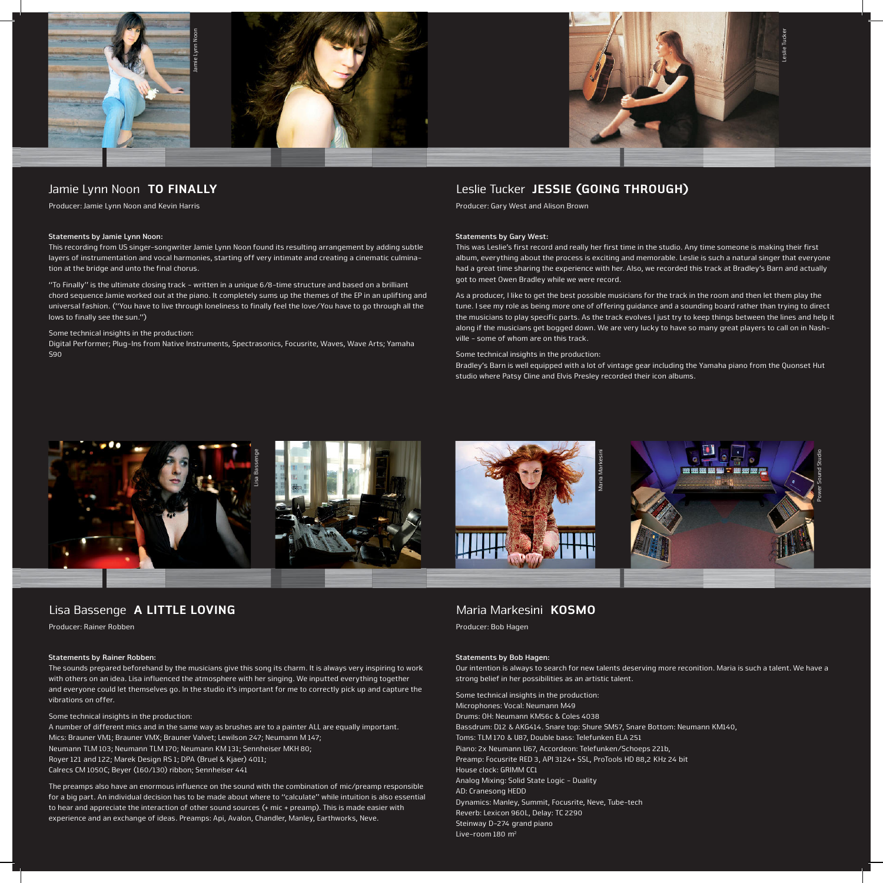## Jamie Lynn Noon **TO FINALLY**

Producer: Jamie Lynn Noon and Kevin Harris

**Statements by Jamie Lynn Noon:**

This recording from US singer-songwriter Jamie Lynn Noon found its resulting arrangement by adding subtle layers of instrumentation and vocal harmonies, starting off very intimate and creating a cinematic culmination at the bridge and unto the final chorus.

"To Finally" is the ultimate closing track – written in a unique 6/8-time structure and based on a brilliant chord sequence Jamie worked out at the piano. It completely sums up the themes of the EP in an uplifting and universal fashion. ("You have to live through loneliness to finally feel the love/You have to go through all the lows to finally see the sun.")

Some technical insights in the production:

Digital Performer; Plug-Ins from Native Instruments, Spectrasonics, Focusrite, Waves, Wave Arts; Yamaha S90

## Leslie Tucker **JESSIE (GOING THROUGH)**

Producer: Gary West and Alison Brown

**Statements by Gary West:**

This was Leslie's first record and really her first time in the studio. Any time someone is making their first album, everything about the process is exciting and memorable. Leslie is such a natural singer that everyone had a great time sharing the experience with her. Also, we recorded this track at Bradley's Barn and actually got to meet Owen Bradley while we were record.

As a producer, I like to get the best possible musicians for the track in the room and then let them play the tune. I see my role as being more one of offering guidance and a sounding board rather than trying to direct the musicians to play specific parts. As the track evolves I just try to keep things between the lines and help it along if the musicians get bogged down. We are very lucky to have so many great players to call on in Nashville – some of whom are on this track.

Some technical insights in the production:

Bradley's Barn is well equipped with a lot of vintage gear including the Yamaha piano from the Quonset Hut studio where Patsy Cline and Elvis Presley recorded their icon albums.

## Lisa Bassenge **A LITTLE LOVING**

Producer: Rainer Robben

**Statements by Rainer Robben:**

The sounds prepared beforehand by the musicians give this song its charm. It is always very inspiring to work with others on an idea. Lisa influenced the atmosphere with her singing. We inputted everything together and everyone could let themselves go. In the studio it's important for me to correctly pick up and capture the vibrations on offer.

Some technical insights in the production:

A number of different mics and in the same way as brushes are to a painter ALL are equally important.
Mics: Brauner VM1; Brauner VMX; Brauner Valvet; Lewilson 247; Neumann M 147;
Neumann TLM 103; Neumann TLM 170; Neumann KM 131; Sennheiser MKH 80;
Royer 121 and 122; Marek Design RS 1; DPA (Bruel & Kjaer) 4011;
Calrecs CM 1050C; Beyer (160/130) ribbon; Sennheiser 441

The preamps also have an enormous influence on the sound with the combination of mic/preamp responsible for a big part. An individual decision has to be made about where to "calculate" while intuition is also essential to hear and appreciate the interaction of other sound sources (+ mic + preamp). This is made easier with experience and an exchange of ideas. Preamps: Api, Avalon, Chandler, Manley, Earthworks, Neve.

## Maria Markesini **KOSMO**

Producer: Bob Hagen

**Statements by Bob Hagen:**

Our intention is always to search for new talents deserving more reconition. Maria is such a talent. We have a strong belief in her possibilities as an artistic talent.

Some technical insights in the production:
Microphones: Vocal: Neumann M49
Drums: OH: Neumann KM56c & Coles 4038
Bassdrum: D12 & AKG414. Snare top: Shure SM57, Snare Bottom: Neumann KM140,
Toms: TLM 170 & U87, Double bass: Telefunken ELA 251
Piano: 2x Neumann U67, Accordeon: Telefunken/Schoeps 221b,
Preamp: Focusrite RED 3, API 3124+ SSL, ProTools HD 88,2 KHz 24 bit
House clock: GRIMM CC1
Analog Mixing: Solid State Logic – Duality
AD: Cranesong HEDD
Dynamics: Manley, Summit, Focusrite, Neve, Tube-tech
Reverb: Lexicon 960L, Delay: TC 2290
Steinway D-274 grand piano
Live-room 180 m²